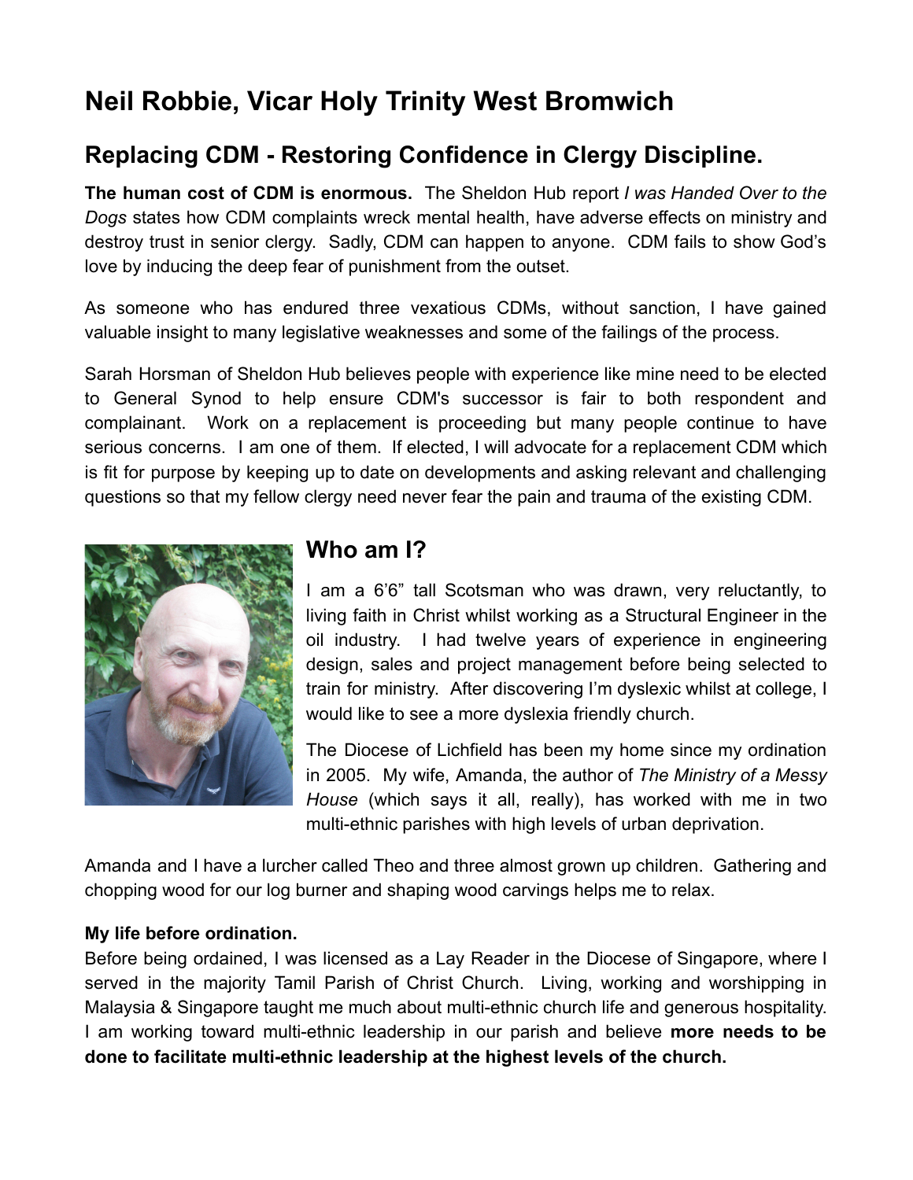# Neil Robbie, Vicar Holy Trinity West Bromwich

## Replacing CDM - Restoring Confidence in Clergy Discipline.

**The human cost of CDM is enormous.** The Sheldon Hub report *I was Handed Over to the Dogs* states how CDM complaints wreck mental health, have adverse effects on ministry and destroy trust in senior clergy. Sadly, CDM can happen to anyone. CDM fails to show God's love by inducing the deep fear of punishment from the outset.

As someone who has endured three vexatious CDMs, without sanction, I have gained valuable insight to many legislative weaknesses and some of the failings of the process.

Sarah Horsman of Sheldon Hub believes people with experience like mine need to be elected to General Synod to help ensure CDM's successor is fair to both respondent and complainant. Work on a replacement is proceeding but many people continue to have serious concerns. I am one of them. If elected, I will advocate for a replacement CDM which is fit for purpose by keeping up to date on developments and asking relevant and challenging questions so that my fellow clergy need never fear the pain and trauma of the existing CDM.

## Who am I?

I am a 6'6" tall Scotsman who was drawn, very reluctantly, to living faith in Christ whilst working as a Structural Engineer in the oil industry. I had twelve years of experience in engineering design, sales and project management before being selected to train for ministry. After discovering I'm dyslexic whilst at college, I would like to see a more dyslexia friendly church.

The Diocese of Lichfield has been my home since my ordination in 2005. My wife, Amanda, the author of *The Ministry of a Messy House* (which says it all, really), has worked with me in two multi-ethnic parishes with high levels of urban deprivation.

Amanda and I have a lurcher called Theo and three almost grown up children. Gathering and chopping wood for our log burner and shaping wood carvings helps me to relax.

**My life before ordination.**

Before being ordained, I was licensed as a Lay Reader in the Diocese of Singapore, where I served in the majority Tamil Parish of Christ Church. Living, working and worshipping in Malaysia & Singapore taught me much about multi-ethnic church life and generous hospitality. I am working toward multi-ethnic leadership in our parish and believe **more needs to be done to facilitate multi-ethnic leadership at the highest levels of the church.**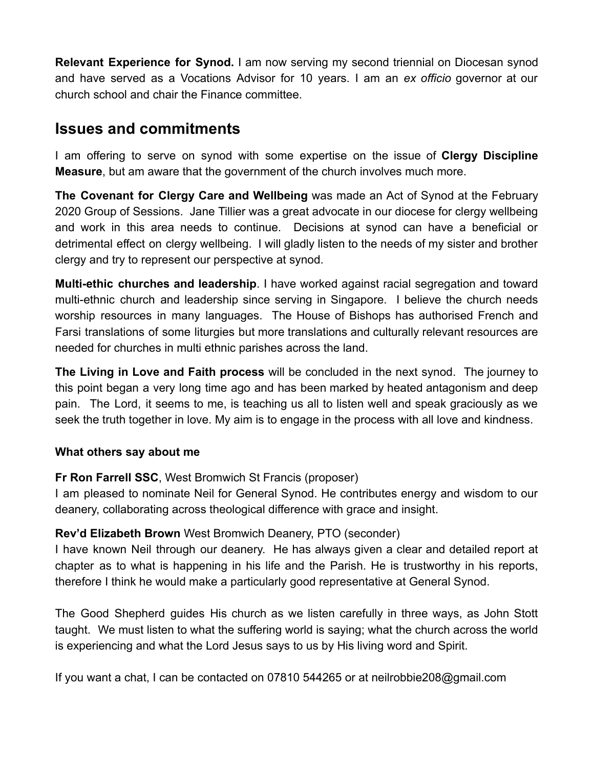**Relevant Experience for Synod.** I am now serving my second triennial on Diocesan synod and have served as a Vocations Advisor for 10 years. I am an *ex officio* governor at our church school and chair the Finance committee.

## Issues and commitments

I am offering to serve on synod with some expertise on the issue of **Clergy Discipline Measure**, but am aware that the government of the church involves much more.

**The Covenant for Clergy Care and Wellbeing** was made an Act of Synod at the February 2020 Group of Sessions. Jane Tillier was a great advocate in our diocese for clergy wellbeing and work in this area needs to continue. Decisions at synod can have a beneficial or detrimental effect on clergy wellbeing. I will gladly listen to the needs of my sister and brother clergy and try to represent our perspective at synod.

**Multi-ethic churches and leadership**. I have worked against racial segregation and toward multi-ethnic church and leadership since serving in Singapore. I believe the church needs worship resources in many languages. The House of Bishops has authorised French and Farsi translations of some liturgies but more translations and culturally relevant resources are needed for churches in multi ethnic parishes across the land.

**The Living in Love and Faith process** will be concluded in the next synod. The journey to this point began a very long time ago and has been marked by heated antagonism and deep pain. The Lord, it seems to me, is teaching us all to listen well and speak graciously as we seek the truth together in love. My aim is to engage in the process with all love and kindness.

### What others say about me

**Fr Ron Farrell SSC**, West Bromwich St Francis (proposer)
I am pleased to nominate Neil for General Synod. He contributes energy and wisdom to our deanery, collaborating across theological difference with grace and insight.

**Rev'd Elizabeth Brown** West Bromwich Deanery, PTO (seconder)
I have known Neil through our deanery. He has always given a clear and detailed report at chapter as to what is happening in his life and the Parish. He is trustworthy in his reports, therefore I think he would make a particularly good representative at General Synod.

The Good Shepherd guides His church as we listen carefully in three ways, as John Stott taught. We must listen to what the suffering world is saying; what the church across the world is experiencing and what the Lord Jesus says to us by His living word and Spirit.

If you want a chat, I can be contacted on 07810 544265 or at neilrobbie208@gmail.com